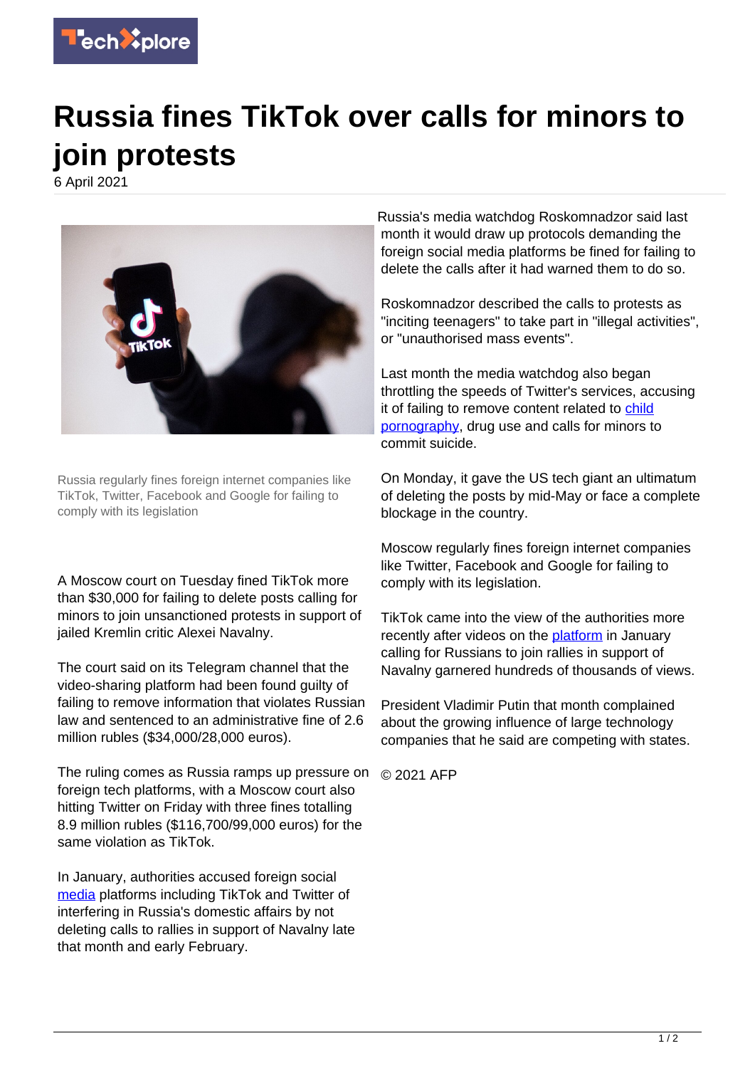# Russia fines TikTok over calls for minors to join protests

6 April 2021

Russia regularly fines foreign internet companies like TikTok, Twitter, Facebook and Google for failing to comply with its legislation

A Moscow court on Tuesday fined TikTok more than $30,000 for failing to delete posts calling for minors to join unsanctioned protests in support of jailed Kremlin critic Alexei Navalny.

The court said on its Telegram channel that the video-sharing platform had been found guilty of failing to remove information that violates Russian law and sentenced to an administrative fine of 2.6 million rubles ($34,000/28,000 euros).

The ruling comes as Russia ramps up pressure on foreign tech platforms, with a Moscow court also hitting Twitter on Friday with three fines totalling 8.9 million rubles ($116,700/99,000 euros) for the same violation as TikTok.

In January, authorities accused foreign social media platforms including TikTok and Twitter of interfering in Russia's domestic affairs by not deleting calls to rallies in support of Navalny late that month and early February.

Russia's media watchdog Roskomnadzor said last month it would draw up protocols demanding the foreign social media platforms be fined for failing to delete the calls after it had warned them to do so.

Roskomnadzor described the calls to protests as "inciting teenagers" to take part in "illegal activities", or "unauthorised mass events".

Last month the media watchdog also began throttling the speeds of Twitter's services, accusing it of failing to remove content related to child pornography, drug use and calls for minors to commit suicide.

On Monday, it gave the US tech giant an ultimatum of deleting the posts by mid-May or face a complete blockage in the country.

Moscow regularly fines foreign internet companies like Twitter, Facebook and Google for failing to comply with its legislation.

TikTok came into the view of the authorities more recently after videos on the platform in January calling for Russians to join rallies in support of Navalny garnered hundreds of thousands of views.

President Vladimir Putin that month complained about the growing influence of large technology companies that he said are competing with states.

© 2021 AFP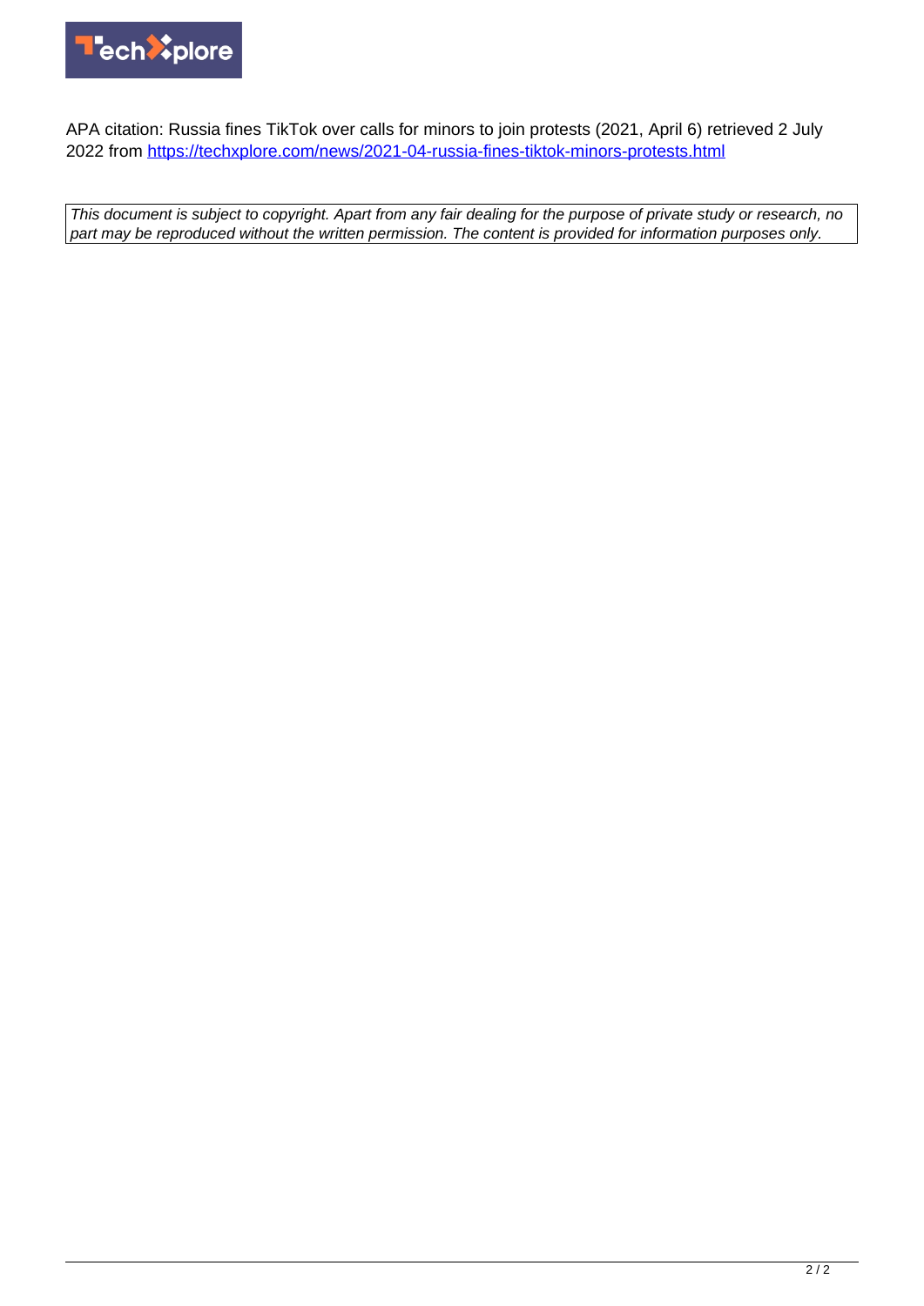APA citation: Russia fines TikTok over calls for minors to join protests (2021, April 6) retrieved 2 July 2022 from https://techxplore.com/news/2021-04-russia-fines-tiktok-minors-protests.html

*This document is subject to copyright. Apart from any fair dealing for the purpose of private study or research, no part may be reproduced without the written permission. The content is provided for information purposes only.*